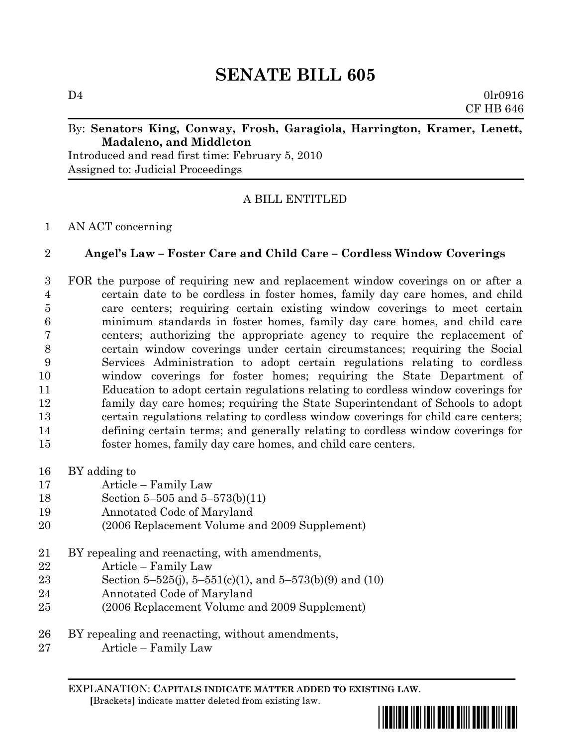# SENATE BILL 605

D4 0lr0916
CF HB 646

By: **Senators King, Conway, Frosh, Garagiola, Harrington, Kramer, Lenett, Madaleno, and Middleton**
Introduced and read first time: February 5, 2010
Assigned to: Judicial Proceedings

---

A BILL ENTITLED

1 AN ACT concerning

2 **Angel's Law – Foster Care and Child Care – Cordless Window Coverings**

3 FOR the purpose of requiring new and replacement window coverings on or after a
4 certain date to be cordless in foster homes, family day care homes, and child
5 care centers; requiring certain existing window coverings to meet certain
6 minimum standards in foster homes, family day care homes, and child care
7 centers; authorizing the appropriate agency to require the replacement of
8 certain window coverings under certain circumstances; requiring the Social
9 Services Administration to adopt certain regulations relating to cordless
10 window coverings for foster homes; requiring the State Department of
11 Education to adopt certain regulations relating to cordless window coverings for
12 family day care homes; requiring the State Superintendant of Schools to adopt
13 certain regulations relating to cordless window coverings for child care centers;
14 defining certain terms; and generally relating to cordless window coverings for
15 foster homes, family day care homes, and child care centers.

16 BY adding to
17 Article – Family Law
18 Section 5–505 and 5–573(b)(11)
19 Annotated Code of Maryland
20 (2006 Replacement Volume and 2009 Supplement)

21 BY repealing and reenacting, with amendments,
22 Article – Family Law
23 Section 5–525(j), 5–551(c)(1), and 5–573(b)(9) and (10)
24 Annotated Code of Maryland
25 (2006 Replacement Volume and 2009 Supplement)

26 BY repealing and reenacting, without amendments,
27 Article – Family Law

---

EXPLANATION: **CAPITALS INDICATE MATTER ADDED TO EXISTING LAW.**
**[**Brackets**]** indicate matter deleted from existing law.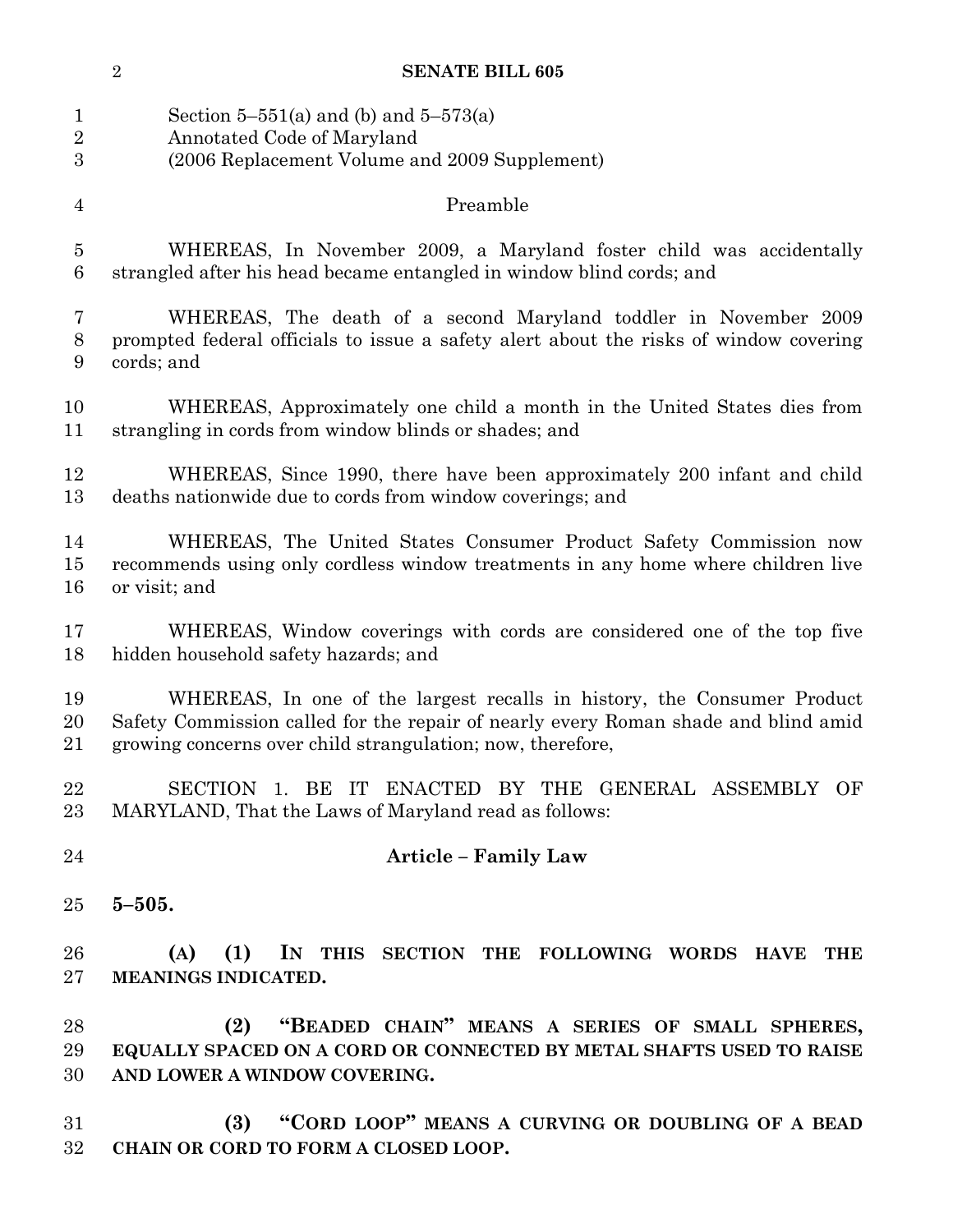Section 5–551(a) and (b) and 5–573(a)
Annotated Code of Maryland
(2006 Replacement Volume and 2009 Supplement)

Preamble

WHEREAS, In November 2009, a Maryland foster child was accidentally strangled after his head became entangled in window blind cords; and

WHEREAS, The death of a second Maryland toddler in November 2009 prompted federal officials to issue a safety alert about the risks of window covering cords; and

WHEREAS, Approximately one child a month in the United States dies from strangling in cords from window blinds or shades; and

WHEREAS, Since 1990, there have been approximately 200 infant and child deaths nationwide due to cords from window coverings; and

WHEREAS, The United States Consumer Product Safety Commission now recommends using only cordless window treatments in any home where children live or visit; and

WHEREAS, Window coverings with cords are considered one of the top five hidden household safety hazards; and

WHEREAS, In one of the largest recalls in history, the Consumer Product Safety Commission called for the repair of nearly every Roman shade and blind amid growing concerns over child strangulation; now, therefore,

SECTION 1. BE IT ENACTED BY THE GENERAL ASSEMBLY OF MARYLAND, That the Laws of Maryland read as follows:

**Article – Family Law**

**5–505.**

**(A) (1) IN THIS SECTION THE FOLLOWING WORDS HAVE THE MEANINGS INDICATED.**

**(2) "BEADED CHAIN" MEANS A SERIES OF SMALL SPHERES, EQUALLY SPACED ON A CORD OR CONNECTED BY METAL SHAFTS USED TO RAISE AND LOWER A WINDOW COVERING.**

**(3) "CORD LOOP" MEANS A CURVING OR DOUBLING OF A BEAD CHAIN OR CORD TO FORM A CLOSED LOOP.**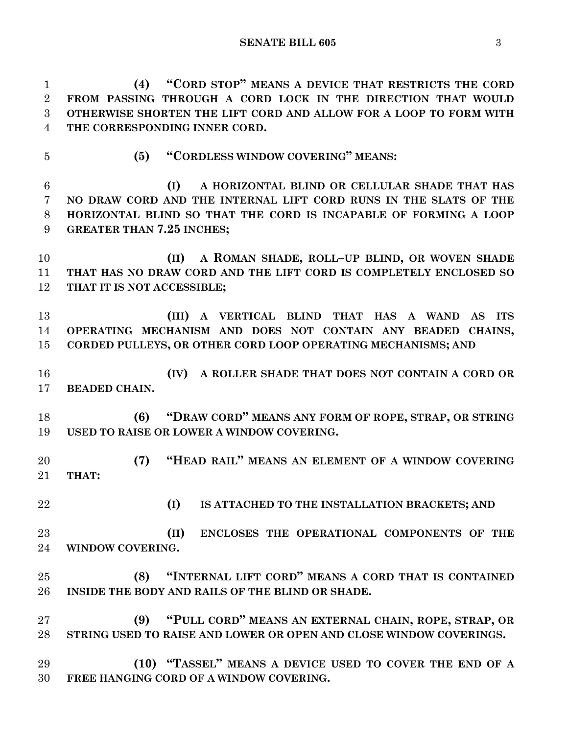**(4) "CORD STOP" MEANS A DEVICE THAT RESTRICTS THE CORD FROM PASSING THROUGH A CORD LOCK IN THE DIRECTION THAT WOULD OTHERWISE SHORTEN THE LIFT CORD AND ALLOW FOR A LOOP TO FORM WITH THE CORRESPONDING INNER CORD.**

**(5) "CORDLESS WINDOW COVERING" MEANS:**

**(I) A HORIZONTAL BLIND OR CELLULAR SHADE THAT HAS NO DRAW CORD AND THE INTERNAL LIFT CORD RUNS IN THE SLATS OF THE HORIZONTAL BLIND SO THAT THE CORD IS INCAPABLE OF FORMING A LOOP GREATER THAN 7.25 INCHES;**

**(II) A ROMAN SHADE, ROLL–UP BLIND, OR WOVEN SHADE THAT HAS NO DRAW CORD AND THE LIFT CORD IS COMPLETELY ENCLOSED SO THAT IT IS NOT ACCESSIBLE;**

**(III) A VERTICAL BLIND THAT HAS A WAND AS ITS OPERATING MECHANISM AND DOES NOT CONTAIN ANY BEADED CHAINS, CORDED PULLEYS, OR OTHER CORD LOOP OPERATING MECHANISMS; AND**

**(IV) A ROLLER SHADE THAT DOES NOT CONTAIN A CORD OR BEADED CHAIN.**

**(6) "DRAW CORD" MEANS ANY FORM OF ROPE, STRAP, OR STRING USED TO RAISE OR LOWER A WINDOW COVERING.**

**(7) "HEAD RAIL" MEANS AN ELEMENT OF A WINDOW COVERING THAT:**

**(I) IS ATTACHED TO THE INSTALLATION BRACKETS; AND**

**(II) ENCLOSES THE OPERATIONAL COMPONENTS OF THE WINDOW COVERING.**

**(8) "INTERNAL LIFT CORD" MEANS A CORD THAT IS CONTAINED INSIDE THE BODY AND RAILS OF THE BLIND OR SHADE.**

**(9) "PULL CORD" MEANS AN EXTERNAL CHAIN, ROPE, STRAP, OR STRING USED TO RAISE AND LOWER OR OPEN AND CLOSE WINDOW COVERINGS.**

**(10) "TASSEL" MEANS A DEVICE USED TO COVER THE END OF A FREE HANGING CORD OF A WINDOW COVERING.**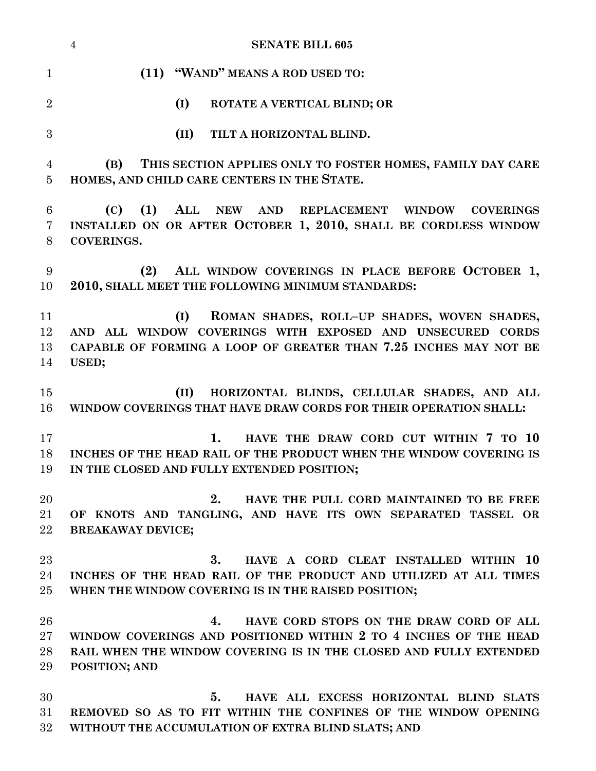**(11) "WAND" MEANS A ROD USED TO:**

**(I) ROTATE A VERTICAL BLIND; OR**

**(II) TILT A HORIZONTAL BLIND.**

**(B) THIS SECTION APPLIES ONLY TO FOSTER HOMES, FAMILY DAY CARE HOMES, AND CHILD CARE CENTERS IN THE STATE.**

**(C) (1) ALL NEW AND REPLACEMENT WINDOW COVERINGS INSTALLED ON OR AFTER OCTOBER 1, 2010, SHALL BE CORDLESS WINDOW COVERINGS.**

**(2) ALL WINDOW COVERINGS IN PLACE BEFORE OCTOBER 1, 2010, SHALL MEET THE FOLLOWING MINIMUM STANDARDS:**

**(I) ROMAN SHADES, ROLL–UP SHADES, WOVEN SHADES, AND ALL WINDOW COVERINGS WITH EXPOSED AND UNSECURED CORDS CAPABLE OF FORMING A LOOP OF GREATER THAN 7.25 INCHES MAY NOT BE USED;**

**(II) HORIZONTAL BLINDS, CELLULAR SHADES, AND ALL WINDOW COVERINGS THAT HAVE DRAW CORDS FOR THEIR OPERATION SHALL:**

**1. HAVE THE DRAW CORD CUT WITHIN 7 TO 10 INCHES OF THE HEAD RAIL OF THE PRODUCT WHEN THE WINDOW COVERING IS IN THE CLOSED AND FULLY EXTENDED POSITION;**

**2. HAVE THE PULL CORD MAINTAINED TO BE FREE OF KNOTS AND TANGLING, AND HAVE ITS OWN SEPARATED TASSEL OR BREAKAWAY DEVICE;**

**3. HAVE A CORD CLEAT INSTALLED WITHIN 10 INCHES OF THE HEAD RAIL OF THE PRODUCT AND UTILIZED AT ALL TIMES WHEN THE WINDOW COVERING IS IN THE RAISED POSITION;**

**4. HAVE CORD STOPS ON THE DRAW CORD OF ALL WINDOW COVERINGS AND POSITIONED WITHIN 2 TO 4 INCHES OF THE HEAD RAIL WHEN THE WINDOW COVERING IS IN THE CLOSED AND FULLY EXTENDED POSITION; AND**

**5. HAVE ALL EXCESS HORIZONTAL BLIND SLATS REMOVED SO AS TO FIT WITHIN THE CONFINES OF THE WINDOW OPENING WITHOUT THE ACCUMULATION OF EXTRA BLIND SLATS; AND**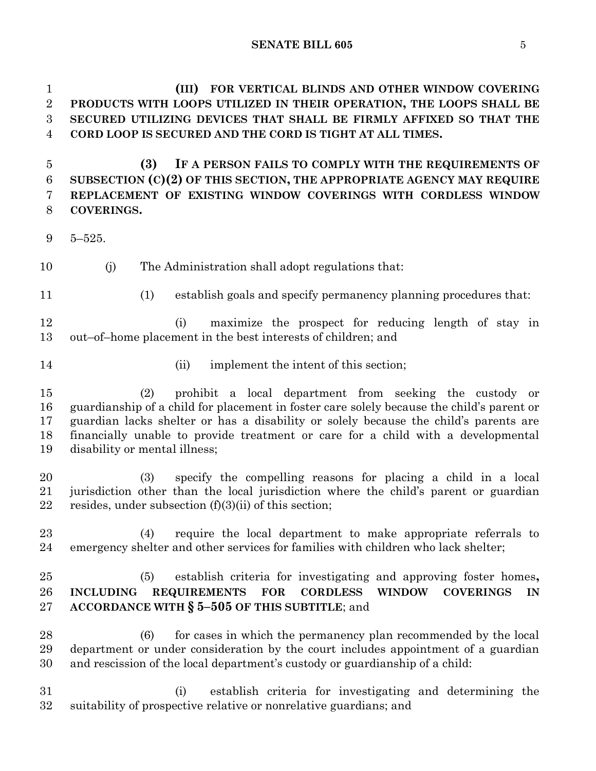**(III) FOR VERTICAL BLINDS AND OTHER WINDOW COVERING PRODUCTS WITH LOOPS UTILIZED IN THEIR OPERATION, THE LOOPS SHALL BE SECURED UTILIZING DEVICES THAT SHALL BE FIRMLY AFFIXED SO THAT THE CORD LOOP IS SECURED AND THE CORD IS TIGHT AT ALL TIMES.**

**(3) IF A PERSON FAILS TO COMPLY WITH THE REQUIREMENTS OF SUBSECTION (C)(2) OF THIS SECTION, THE APPROPRIATE AGENCY MAY REQUIRE REPLACEMENT OF EXISTING WINDOW COVERINGS WITH CORDLESS WINDOW COVERINGS.**

5–525.

(j) The Administration shall adopt regulations that:

(1) establish goals and specify permanency planning procedures that:

(i) maximize the prospect for reducing length of stay in out–of–home placement in the best interests of children; and

(ii) implement the intent of this section;

(2) prohibit a local department from seeking the custody or guardianship of a child for placement in foster care solely because the child's parent or guardian lacks shelter or has a disability or solely because the child's parents are financially unable to provide treatment or care for a child with a developmental disability or mental illness;

(3) specify the compelling reasons for placing a child in a local jurisdiction other than the local jurisdiction where the child's parent or guardian resides, under subsection (f)(3)(ii) of this section;

(4) require the local department to make appropriate referrals to emergency shelter and other services for families with children who lack shelter;

(5) establish criteria for investigating and approving foster homes**, INCLUDING REQUIREMENTS FOR CORDLESS WINDOW COVERINGS IN ACCORDANCE WITH § 5–505 OF THIS SUBTITLE**; and

(6) for cases in which the permanency plan recommended by the local department or under consideration by the court includes appointment of a guardian and rescission of the local department's custody or guardianship of a child:

(i) establish criteria for investigating and determining the suitability of prospective relative or nonrelative guardians; and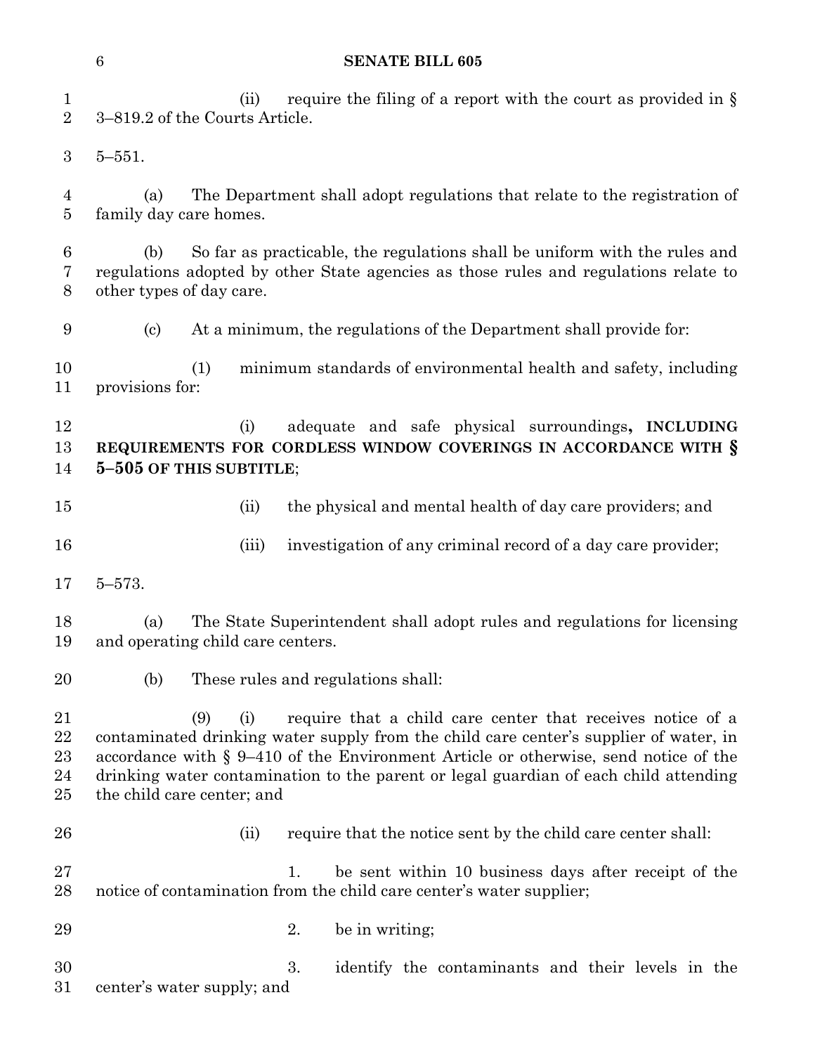(ii) require the filing of a report with the court as provided in § 3–819.2 of the Courts Article.

5–551.

(a) The Department shall adopt regulations that relate to the registration of family day care homes.

(b) So far as practicable, the regulations shall be uniform with the rules and regulations adopted by other State agencies as those rules and regulations relate to other types of day care.

(c) At a minimum, the regulations of the Department shall provide for:

(1) minimum standards of environmental health and safety, including provisions for:

(i) adequate and safe physical surroundings**, INCLUDING REQUIREMENTS FOR CORDLESS WINDOW COVERINGS IN ACCORDANCE WITH § 5–505 OF THIS SUBTITLE**;

(ii) the physical and mental health of day care providers; and

(iii) investigation of any criminal record of a day care provider;

5–573.

(a) The State Superintendent shall adopt rules and regulations for licensing and operating child care centers.

(b) These rules and regulations shall:

(9) (i) require that a child care center that receives notice of a contaminated drinking water supply from the child care center's supplier of water, in accordance with § 9–410 of the Environment Article or otherwise, send notice of the drinking water contamination to the parent or legal guardian of each child attending the child care center; and

(ii) require that the notice sent by the child care center shall:

1. be sent within 10 business days after receipt of the notice of contamination from the child care center's water supplier;

2. be in writing;

3. identify the contaminants and their levels in the center's water supply; and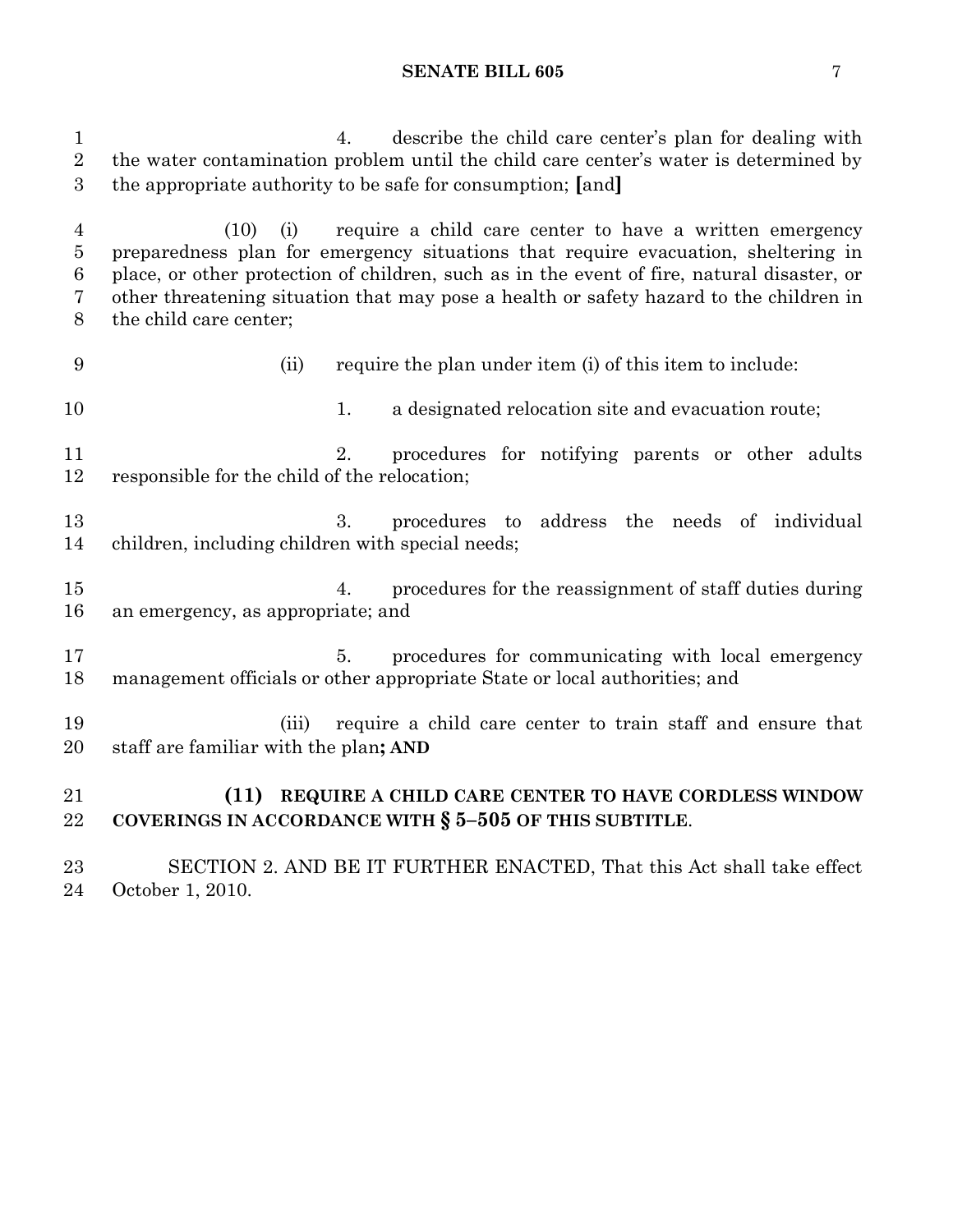4. describe the child care center's plan for dealing with the water contamination problem until the child care center's water is determined by the appropriate authority to be safe for consumption; **[**and**]**

(10) (i) require a child care center to have a written emergency preparedness plan for emergency situations that require evacuation, sheltering in place, or other protection of children, such as in the event of fire, natural disaster, or other threatening situation that may pose a health or safety hazard to the children in the child care center;

(ii) require the plan under item (i) of this item to include:

1. a designated relocation site and evacuation route;

2. procedures for notifying parents or other adults responsible for the child of the relocation;

3. procedures to address the needs of individual children, including children with special needs;

4. procedures for the reassignment of staff duties during an emergency, as appropriate; and

5. procedures for communicating with local emergency management officials or other appropriate State or local authorities; and

(iii) require a child care center to train staff and ensure that staff are familiar with the plan**; AND**

**(11) REQUIRE A CHILD CARE CENTER TO HAVE CORDLESS WINDOW COVERINGS IN ACCORDANCE WITH § 5–505 OF THIS SUBTITLE**.

SECTION 2. AND BE IT FURTHER ENACTED, That this Act shall take effect October 1, 2010.